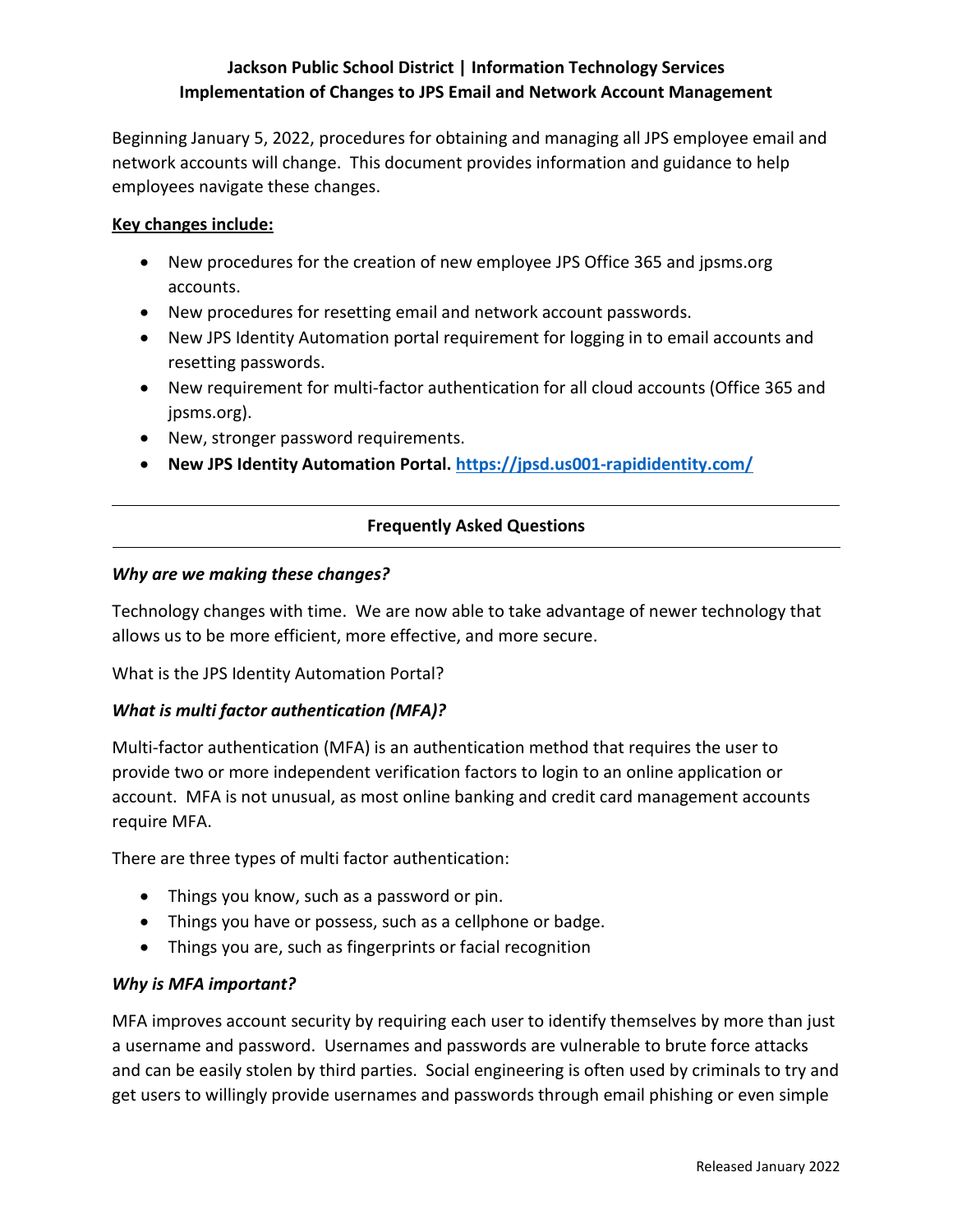**Jackson Public School District | Information Technology Services**
**Implementation of Changes to JPS Email and Network Account Management**

Beginning January 5, 2022, procedures for obtaining and managing all JPS employee email and network accounts will change. This document provides information and guidance to help employees navigate these changes.

**Key changes include:**

- New procedures for the creation of new employee JPS Office 365 and jpsms.org accounts.
- New procedures for resetting email and network account passwords.
- New JPS Identity Automation portal requirement for logging in to email accounts and resetting passwords.
- New requirement for multi-factor authentication for all cloud accounts (Office 365 and jpsms.org).
- New, stronger password requirements.
- **New JPS Identity Automation Portal. https://jpsd.us001-rapididentity.com/**

---

**Frequently Asked Questions**

---

***Why are we making these changes?***

Technology changes with time. We are now able to take advantage of newer technology that allows us to be more efficient, more effective, and more secure.

What is the JPS Identity Automation Portal?

***What is multi factor authentication (MFA)?***

Multi-factor authentication (MFA) is an authentication method that requires the user to provide two or more independent verification factors to login to an online application or account. MFA is not unusual, as most online banking and credit card management accounts require MFA.

There are three types of multi factor authentication:

- Things you know, such as a password or pin.
- Things you have or possess, such as a cellphone or badge.
- Things you are, such as fingerprints or facial recognition

***Why is MFA important?***

MFA improves account security by requiring each user to identify themselves by more than just a username and password. Usernames and passwords are vulnerable to brute force attacks and can be easily stolen by third parties. Social engineering is often used by criminals to try and get users to willingly provide usernames and passwords through email phishing or even simple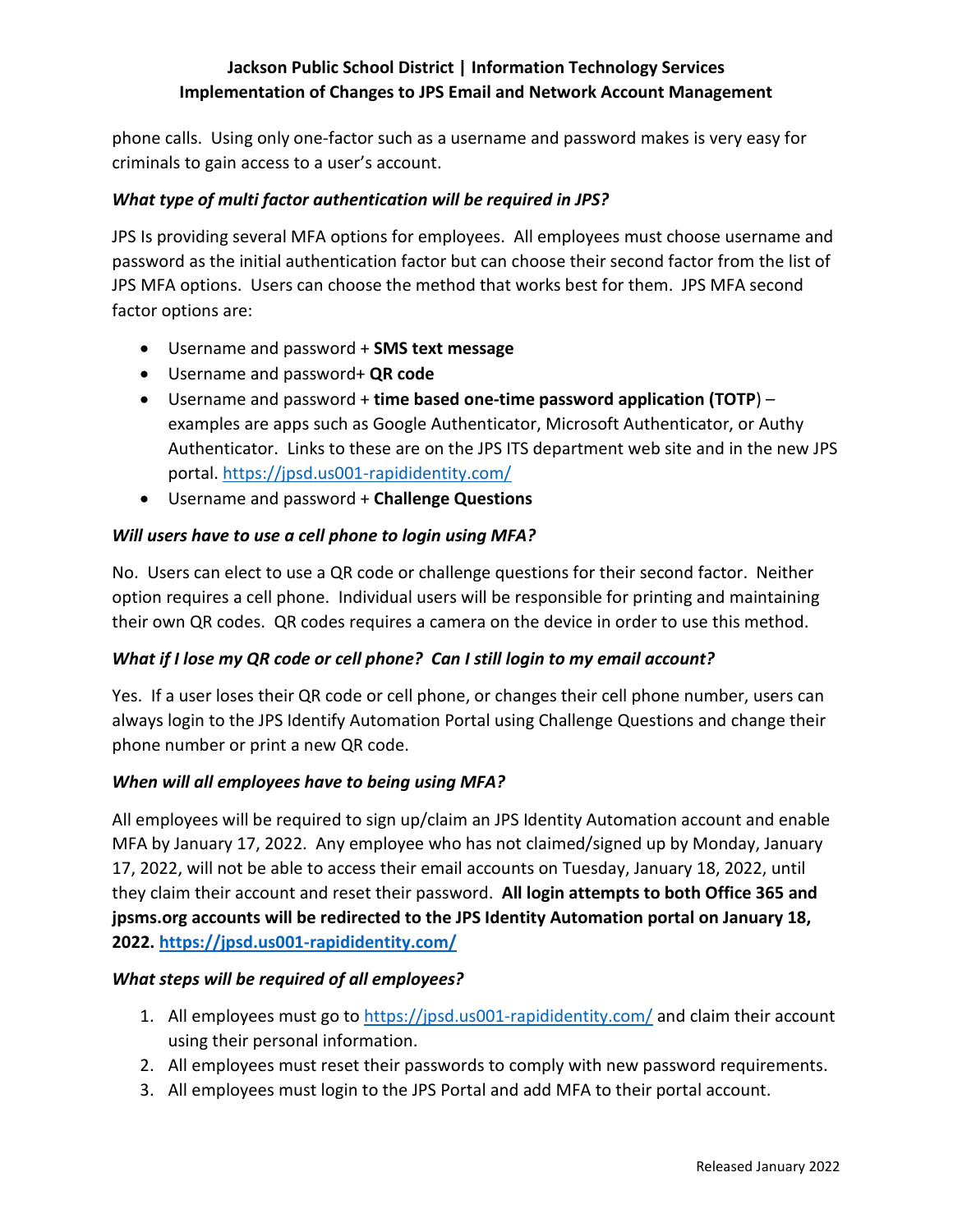phone calls. Using only one-factor such as a username and password makes is very easy for criminals to gain access to a user's account.

***What type of multi factor authentication will be required in JPS?***

JPS Is providing several MFA options for employees. All employees must choose username and password as the initial authentication factor but can choose their second factor from the list of JPS MFA options. Users can choose the method that works best for them. JPS MFA second factor options are:

- Username and password + **SMS text message**
- Username and password+ **QR code**
- Username and password + **time based one-time password application (TOTP**) – examples are apps such as Google Authenticator, Microsoft Authenticator, or Authy Authenticator. Links to these are on the JPS ITS department web site and in the new JPS portal. https://jpsd.us001-rapididentity.com/
- Username and password + **Challenge Questions**

***Will users have to use a cell phone to login using MFA?***

No. Users can elect to use a QR code or challenge questions for their second factor. Neither option requires a cell phone. Individual users will be responsible for printing and maintaining their own QR codes. QR codes requires a camera on the device in order to use this method.

***What if I lose my QR code or cell phone? Can I still login to my email account?***

Yes. If a user loses their QR code or cell phone, or changes their cell phone number, users can always login to the JPS Identify Automation Portal using Challenge Questions and change their phone number or print a new QR code.

***When will all employees have to being using MFA?***

All employees will be required to sign up/claim an JPS Identity Automation account and enable MFA by January 17, 2022. Any employee who has not claimed/signed up by Monday, January 17, 2022, will not be able to access their email accounts on Tuesday, January 18, 2022, until they claim their account and reset their password. **All login attempts to both Office 365 and jpsms.org accounts will be redirected to the JPS Identity Automation portal on January 18, 2022. https://jpsd.us001-rapididentity.com/**

***What steps will be required of all employees?***

1. All employees must go to https://jpsd.us001-rapididentity.com/ and claim their account using their personal information.
2. All employees must reset their passwords to comply with new password requirements.
3. All employees must login to the JPS Portal and add MFA to their portal account.

Released January 2022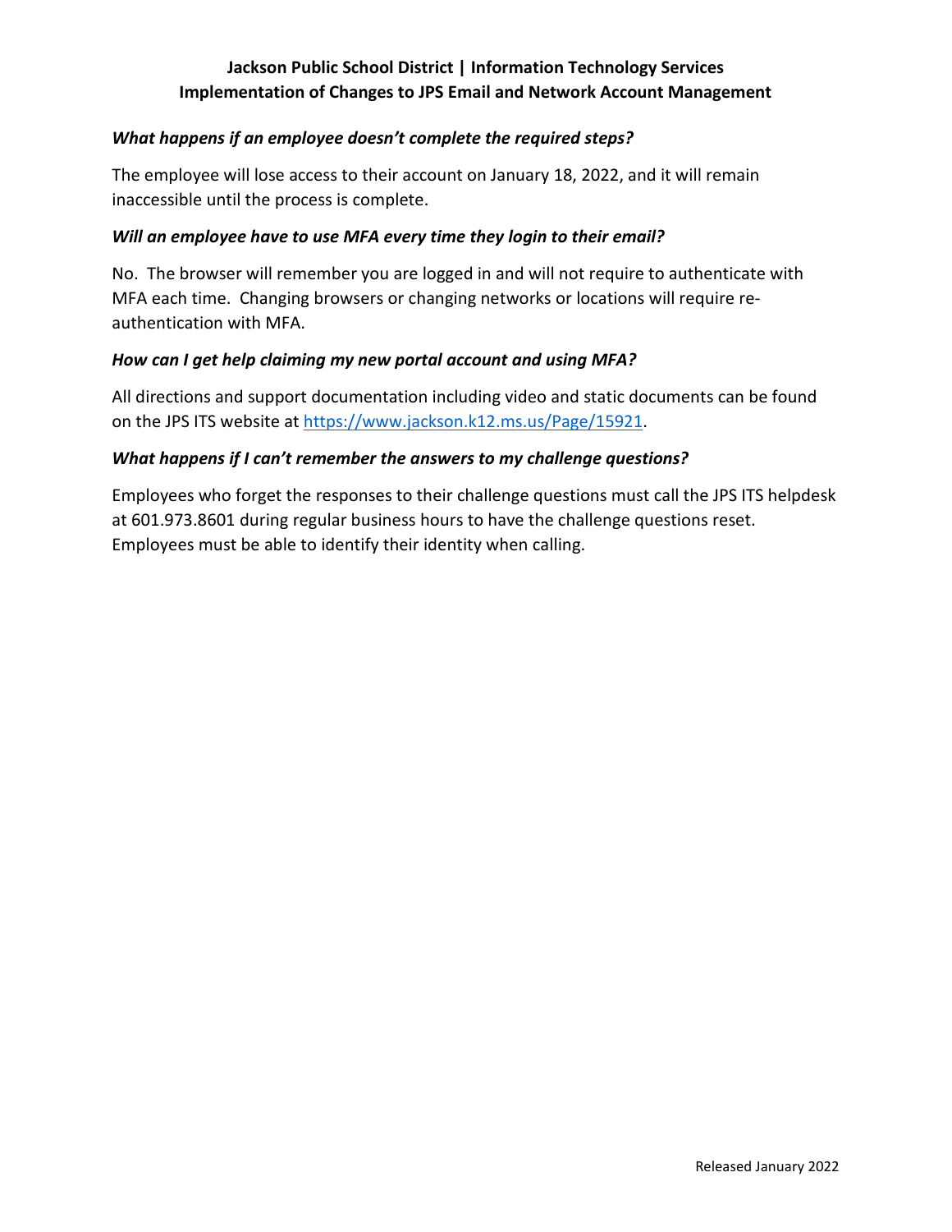### *What happens if an employee doesn't complete the required steps?*

The employee will lose access to their account on January 18, 2022, and it will remain inaccessible until the process is complete.

### *Will an employee have to use MFA every time they login to their email?*

No. The browser will remember you are logged in and will not require to authenticate with MFA each time. Changing browsers or changing networks or locations will require re-authentication with MFA.

### *How can I get help claiming my new portal account and using MFA?*

All directions and support documentation including video and static documents can be found on the JPS ITS website at [https://www.jackson.k12.ms.us/Page/15921](https://www.jackson.k12.ms.us/Page/15921).

### *What happens if I can't remember the answers to my challenge questions?*

Employees who forget the responses to their challenge questions must call the JPS ITS helpdesk at 601.973.8601 during regular business hours to have the challenge questions reset. Employees must be able to identify their identity when calling.

Released January 2022